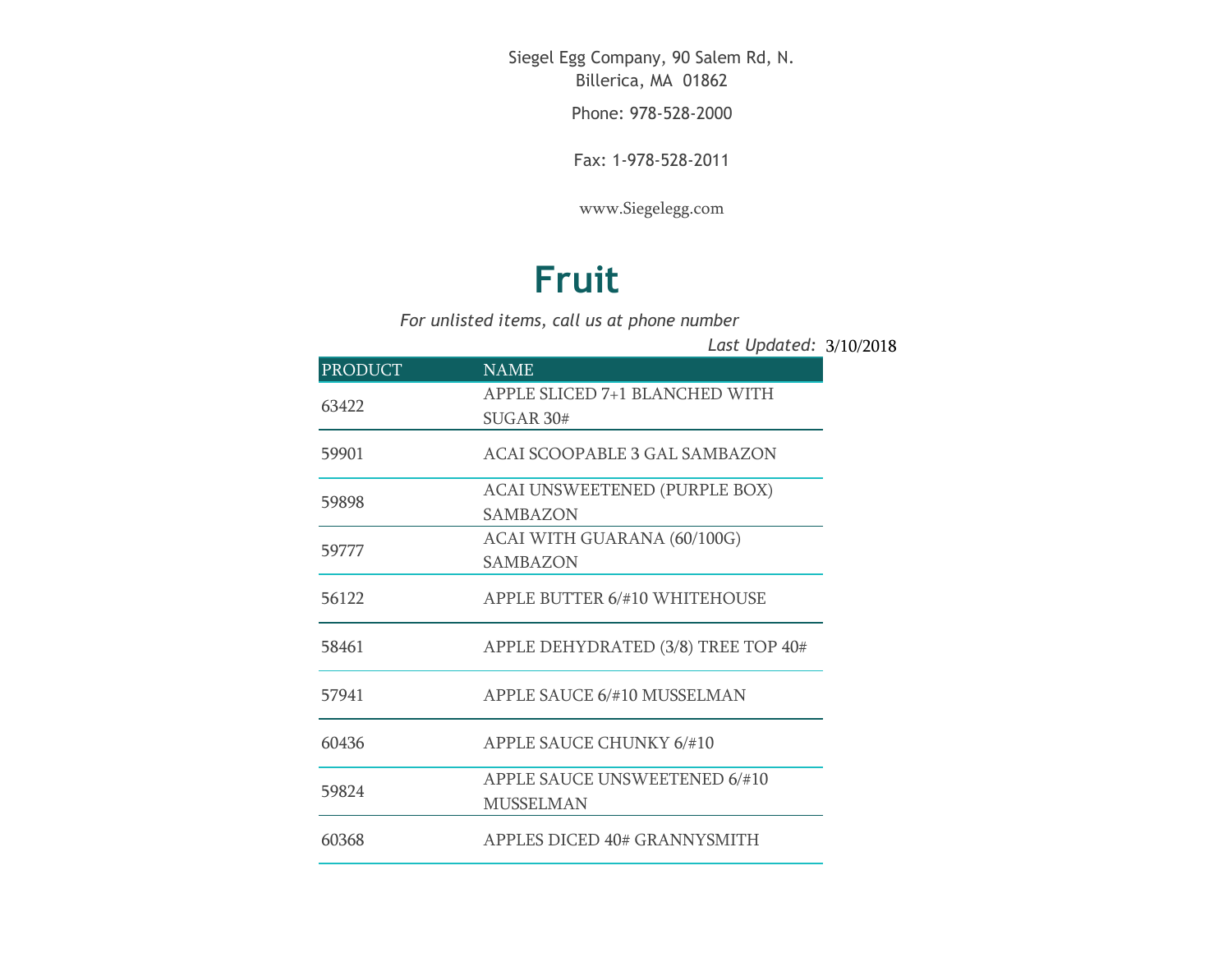Siegel Egg Company, 90 Salem Rd, N. Billerica, MA 01862

Phone: 978-528-2000

Fax: 1-978-528-2011

www.Siegelegg.com

# Fruit

*For unlisted items, call us at phone number*

*Last Updated:* 3/10/2018

| PRODUCT | NAME |
|---|---|
| 63422 | APPLE SLICED 7+1 BLANCHED WITH SUGAR 30# |
| 59901 | ACAI SCOOPABLE 3 GAL SAMBAZON |
| 59898 | ACAI UNSWEETENED (PURPLE BOX) SAMBAZON |
| 59777 | ACAI WITH GUARANA (60/100G) SAMBAZON |
| 56122 | APPLE BUTTER 6/#10 WHITEHOUSE |
| 58461 | APPLE DEHYDRATED (3/8) TREE TOP 40# |
| 57941 | APPLE SAUCE 6/#10 MUSSELMAN |
| 60436 | APPLE SAUCE CHUNKY 6/#10 |
| 59824 | APPLE SAUCE UNSWEETENED 6/#10 MUSSELMAN |
| 60368 | APPLES DICED 40# GRANNYSMITH |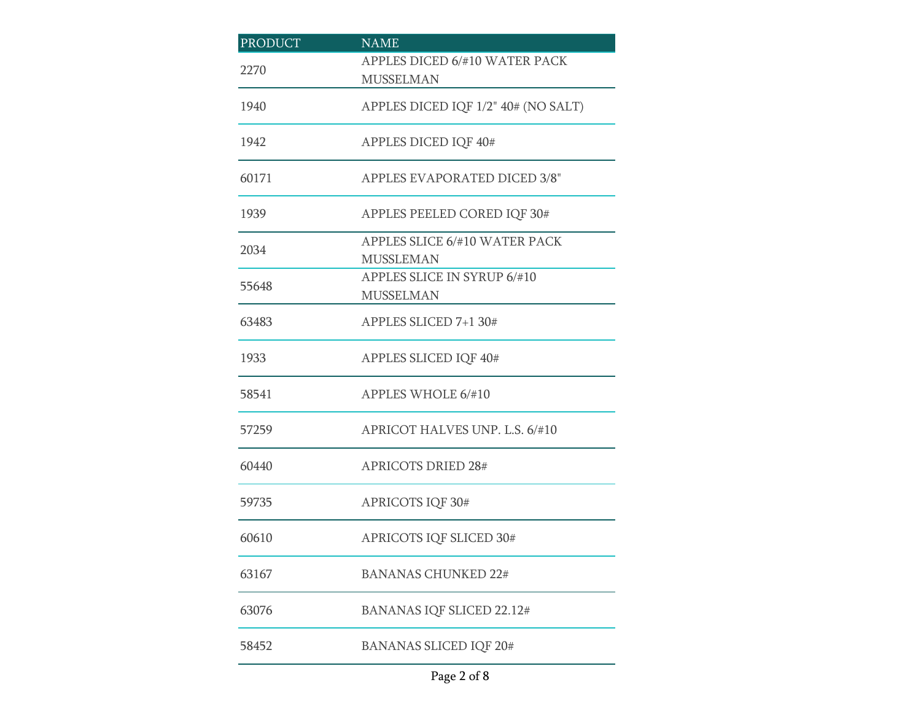| PRODUCT | NAME |
| --- | --- |
| 2270 | APPLES DICED 6/#10 WATER PACK MUSSELMAN |
| 1940 | APPLES DICED IQF 1/2" 40# (NO SALT) |
| 1942 | APPLES DICED IQF 40# |
| 60171 | APPLES EVAPORATED DICED 3/8" |
| 1939 | APPLES PEELED CORED IQF 30# |
| 2034 | APPLES SLICE 6/#10 WATER PACK MUSSLEMAN |
| 55648 | APPLES SLICE IN SYRUP 6/#10 MUSSELMAN |
| 63483 | APPLES SLICED 7+1 30# |
| 1933 | APPLES SLICED IQF 40# |
| 58541 | APPLES WHOLE 6/#10 |
| 57259 | APRICOT HALVES UNP. L.S. 6/#10 |
| 60440 | APRICOTS DRIED 28# |
| 59735 | APRICOTS IQF 30# |
| 60610 | APRICOTS IQF SLICED 30# |
| 63167 | BANANAS CHUNKED 22# |
| 63076 | BANANAS IQF SLICED 22.12# |
| 58452 | BANANAS SLICED IQF 20# |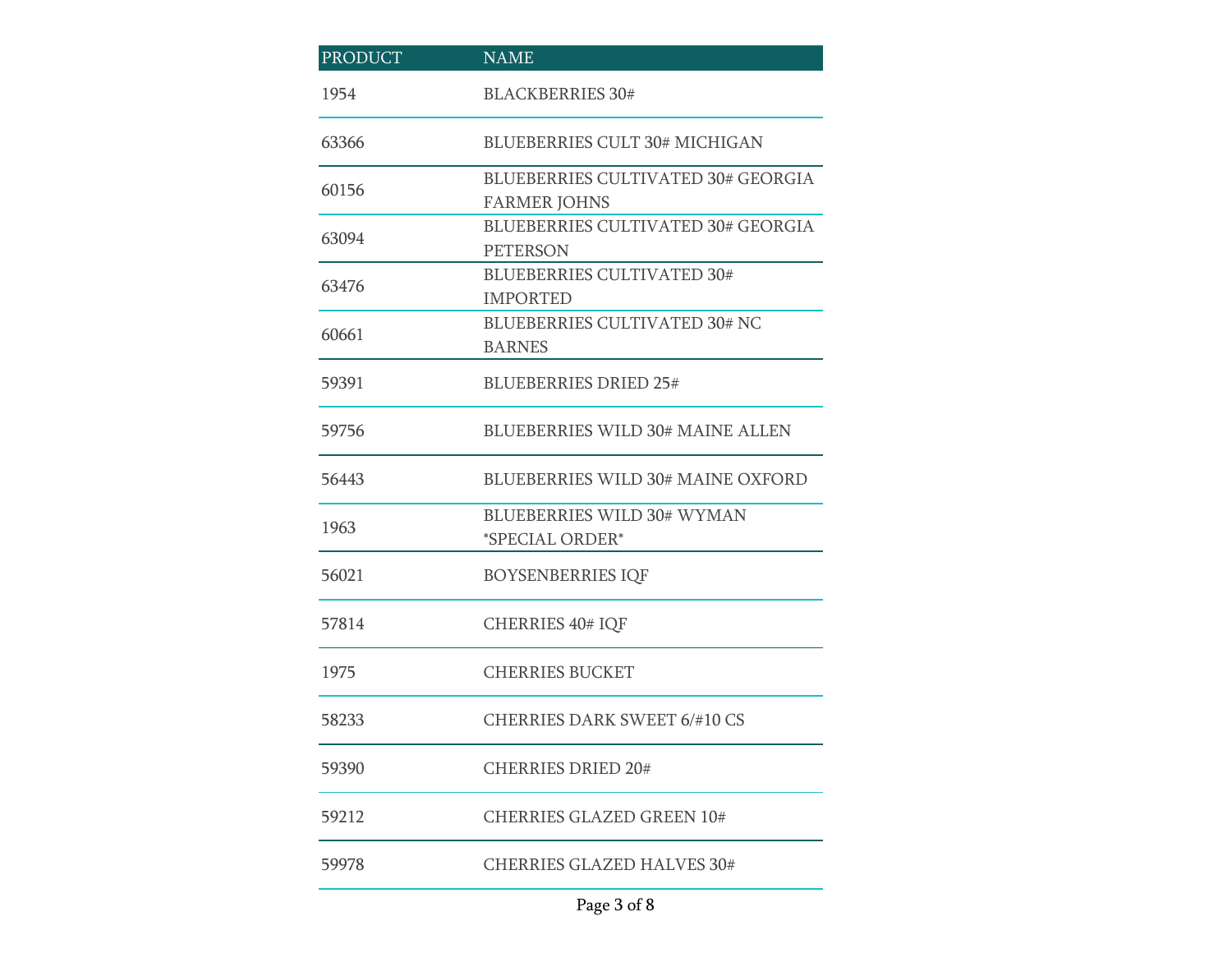| PRODUCT | NAME |
| --- | --- |
| 1954 | BLACKBERRIES 30# |
| 63366 | BLUEBERRIES CULT 30# MICHIGAN |
| 60156 | BLUEBERRIES CULTIVATED 30# GEORGIA FARMER JOHNS |
| 63094 | BLUEBERRIES CULTIVATED 30# GEORGIA PETERSON |
| 63476 | BLUEBERRIES CULTIVATED 30# IMPORTED |
| 60661 | BLUEBERRIES CULTIVATED 30# NC BARNES |
| 59391 | BLUEBERRIES DRIED 25# |
| 59756 | BLUEBERRIES WILD 30# MAINE ALLEN |
| 56443 | BLUEBERRIES WILD 30# MAINE OXFORD |
| 1963 | BLUEBERRIES WILD 30# WYMAN *SPECIAL ORDER* |
| 56021 | BOYSENBERRIES IQF |
| 57814 | CHERRIES 40# IQF |
| 1975 | CHERRIES BUCKET |
| 58233 | CHERRIES DARK SWEET 6/#10 CS |
| 59390 | CHERRIES DRIED 20# |
| 59212 | CHERRIES GLAZED GREEN 10# |
| 59978 | CHERRIES GLAZED HALVES 30# |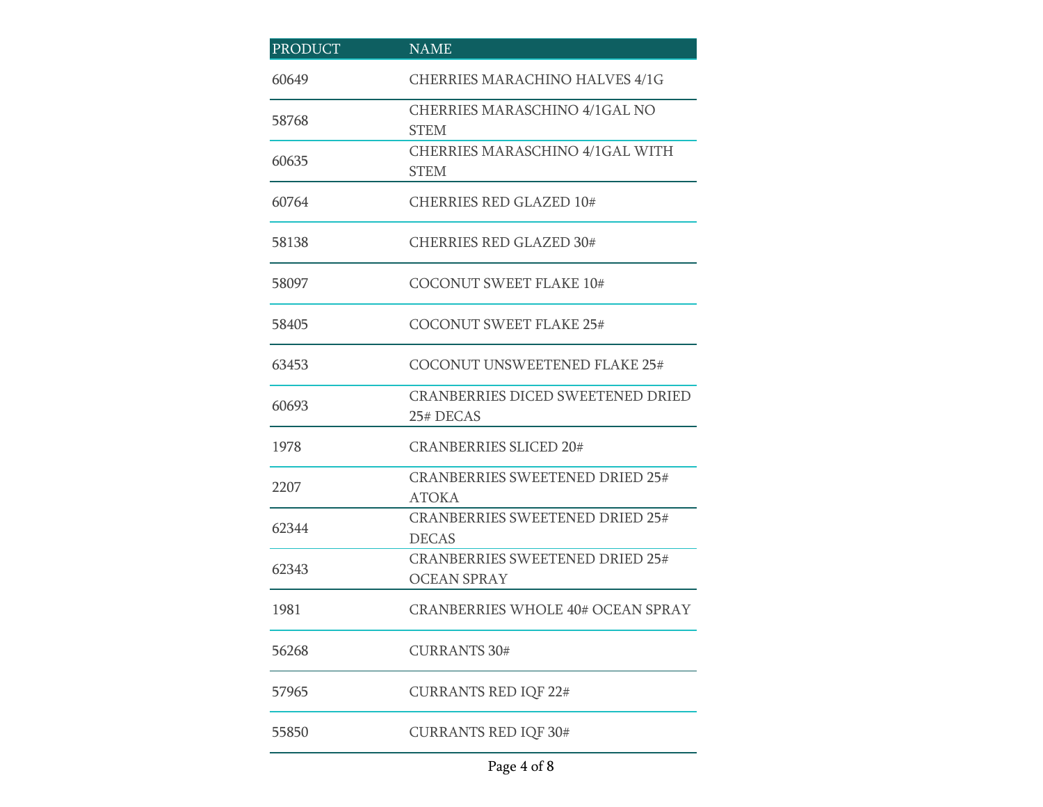| PRODUCT | NAME |
|---|---|
| 60649 | CHERRIES MARACHINO HALVES 4/1G |
| 58768 | CHERRIES MARASCHINO 4/1GAL NO STEM |
| 60635 | CHERRIES MARASCHINO 4/1GAL WITH STEM |
| 60764 | CHERRIES RED GLAZED 10# |
| 58138 | CHERRIES RED GLAZED 30# |
| 58097 | COCONUT SWEET FLAKE 10# |
| 58405 | COCONUT SWEET FLAKE 25# |
| 63453 | COCONUT UNSWEETENED FLAKE 25# |
| 60693 | CRANBERRIES DICED SWEETENED DRIED 25# DECAS |
| 1978 | CRANBERRIES SLICED 20# |
| 2207 | CRANBERRIES SWEETENED DRIED 25# ATOKA |
| 62344 | CRANBERRIES SWEETENED DRIED 25# DECAS |
| 62343 | CRANBERRIES SWEETENED DRIED 25# OCEAN SPRAY |
| 1981 | CRANBERRIES WHOLE 40# OCEAN SPRAY |
| 56268 | CURRANTS 30# |
| 57965 | CURRANTS RED IQF 22# |
| 55850 | CURRANTS RED IQF 30# |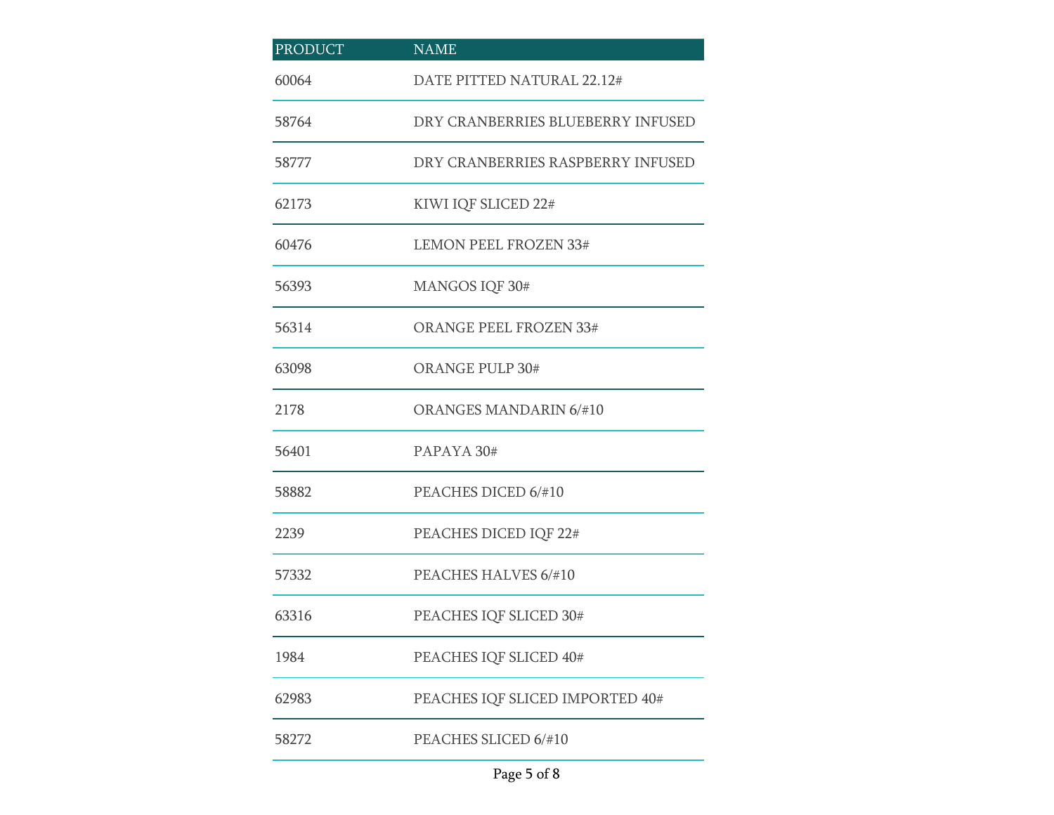| PRODUCT | NAME |
|---|---|
| 60064 | DATE PITTED NATURAL 22.12# |
| 58764 | DRY CRANBERRIES BLUEBERRY INFUSED |
| 58777 | DRY CRANBERRIES RASPBERRY INFUSED |
| 62173 | KIWI IQF SLICED 22# |
| 60476 | LEMON PEEL FROZEN 33# |
| 56393 | MANGOS IQF 30# |
| 56314 | ORANGE PEEL FROZEN 33# |
| 63098 | ORANGE PULP 30# |
| 2178 | ORANGES MANDARIN 6/#10 |
| 56401 | PAPAYA 30# |
| 58882 | PEACHES DICED 6/#10 |
| 2239 | PEACHES DICED IQF 22# |
| 57332 | PEACHES HALVES 6/#10 |
| 63316 | PEACHES IQF SLICED 30# |
| 1984 | PEACHES IQF SLICED 40# |
| 62983 | PEACHES IQF SLICED IMPORTED 40# |
| 58272 | PEACHES SLICED 6/#10 |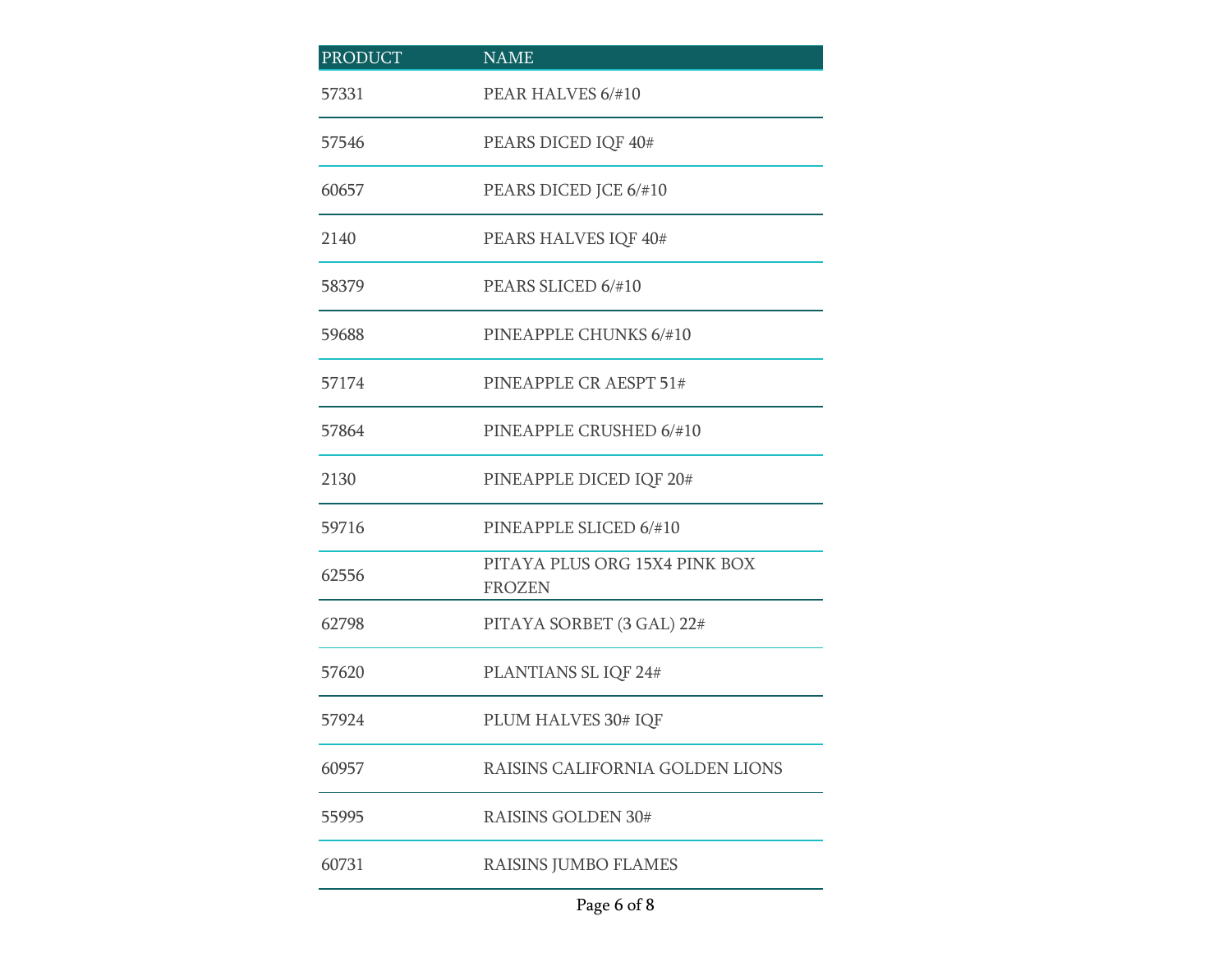| PRODUCT | NAME |
| --- | --- |
| 57331 | PEAR HALVES 6/#10 |
| 57546 | PEARS DICED IQF 40# |
| 60657 | PEARS DICED JCE 6/#10 |
| 2140 | PEARS HALVES IQF 40# |
| 58379 | PEARS SLICED 6/#10 |
| 59688 | PINEAPPLE CHUNKS 6/#10 |
| 57174 | PINEAPPLE CR AESPT 51# |
| 57864 | PINEAPPLE CRUSHED 6/#10 |
| 2130 | PINEAPPLE DICED IQF 20# |
| 59716 | PINEAPPLE SLICED 6/#10 |
| 62556 | PITAYA PLUS ORG 15X4 PINK BOX FROZEN |
| 62798 | PITAYA SORBET (3 GAL) 22# |
| 57620 | PLANTIANS SL IQF 24# |
| 57924 | PLUM HALVES 30# IQF |
| 60957 | RAISINS CALIFORNIA GOLDEN LIONS |
| 55995 | RAISINS GOLDEN 30# |
| 60731 | RAISINS JUMBO FLAMES |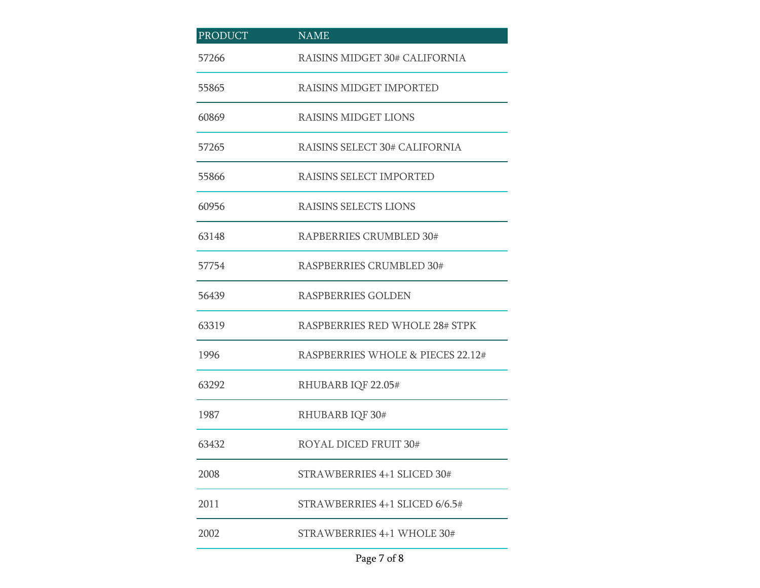| PRODUCT | NAME |
|---|---|
| 57266 | RAISINS MIDGET 30# CALIFORNIA |
| 55865 | RAISINS MIDGET IMPORTED |
| 60869 | RAISINS MIDGET LIONS |
| 57265 | RAISINS SELECT 30# CALIFORNIA |
| 55866 | RAISINS SELECT IMPORTED |
| 60956 | RAISINS SELECTS LIONS |
| 63148 | RAPBERRIES CRUMBLED 30# |
| 57754 | RASPBERRIES CRUMBLED 30# |
| 56439 | RASPBERRIES GOLDEN |
| 63319 | RASPBERRIES RED WHOLE 28# STPK |
| 1996 | RASPBERRIES WHOLE & PIECES 22.12# |
| 63292 | RHUBARB IQF 22.05# |
| 1987 | RHUBARB IQF 30# |
| 63432 | ROYAL DICED FRUIT 30# |
| 2008 | STRAWBERRIES 4+1 SLICED 30# |
| 2011 | STRAWBERRIES 4+1 SLICED 6/6.5# |
| 2002 | STRAWBERRIES 4+1 WHOLE 30# |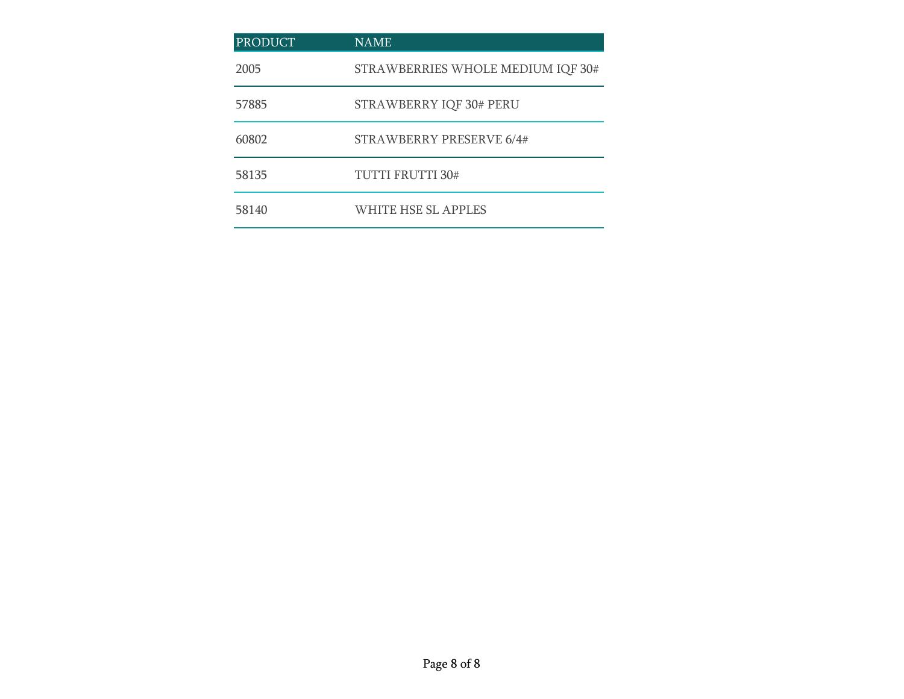| PRODUCT | NAME |
| --- | --- |
| 2005 | STRAWBERRIES WHOLE MEDIUM IQF 30# |
| 57885 | STRAWBERRY IQF 30# PERU |
| 60802 | STRAWBERRY PRESERVE 6/4# |
| 58135 | TUTTI FRUTTI 30# |
| 58140 | WHITE HSE SL APPLES |